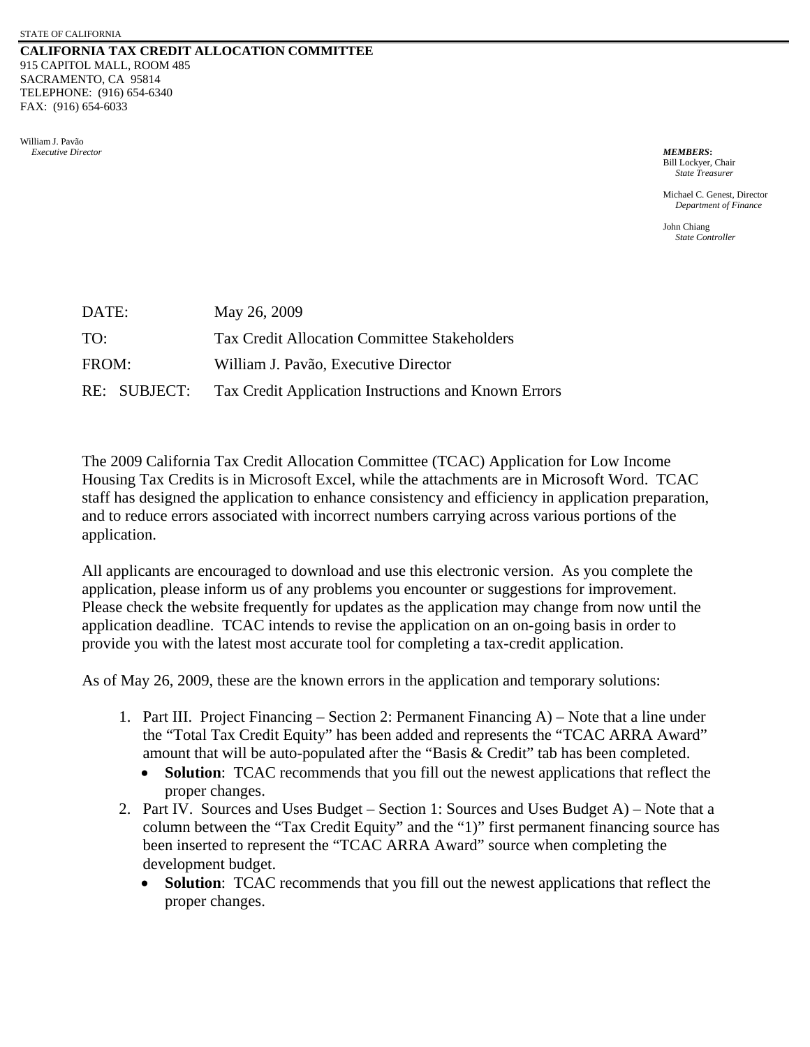STATE OF CALIFORNIA

**CALIFORNIA TAX CREDIT ALLOCATION COMMITTEE**
915 CAPITOL MALL, ROOM 485
SACRAMENTO, CA 95814
TELEPHONE: (916) 654-6340
FAX: (916) 654-6033

William J. Pavão
*Executive Director*

***MEMBERS*:**
Bill Lockyer, Chair
*State Treasurer*

Michael C. Genest, Director
*Department of Finance*

John Chiang
*State Controller*

| | |
|---|---|
| DATE: | May 26, 2009 |
| TO: | Tax Credit Allocation Committee Stakeholders |
| FROM: | William J. Pavão, Executive Director |
| RE: SUBJECT: | Tax Credit Application Instructions and Known Errors |

The 2009 California Tax Credit Allocation Committee (TCAC) Application for Low Income Housing Tax Credits is in Microsoft Excel, while the attachments are in Microsoft Word. TCAC staff has designed the application to enhance consistency and efficiency in application preparation, and to reduce errors associated with incorrect numbers carrying across various portions of the application.

All applicants are encouraged to download and use this electronic version. As you complete the application, please inform us of any problems you encounter or suggestions for improvement. Please check the website frequently for updates as the application may change from now until the application deadline. TCAC intends to revise the application on an on-going basis in order to provide you with the latest most accurate tool for completing a tax-credit application.

As of May 26, 2009, these are the known errors in the application and temporary solutions:

1. Part III. Project Financing – Section 2: Permanent Financing A) – Note that a line under the "Total Tax Credit Equity" has been added and represents the "TCAC ARRA Award" amount that will be auto-populated after the "Basis & Credit" tab has been completed.
   - **Solution**: TCAC recommends that you fill out the newest applications that reflect the proper changes.
2. Part IV. Sources and Uses Budget – Section 1: Sources and Uses Budget A) – Note that a column between the "Tax Credit Equity" and the "1)" first permanent financing source has been inserted to represent the "TCAC ARRA Award" source when completing the development budget.
   - **Solution**: TCAC recommends that you fill out the newest applications that reflect the proper changes.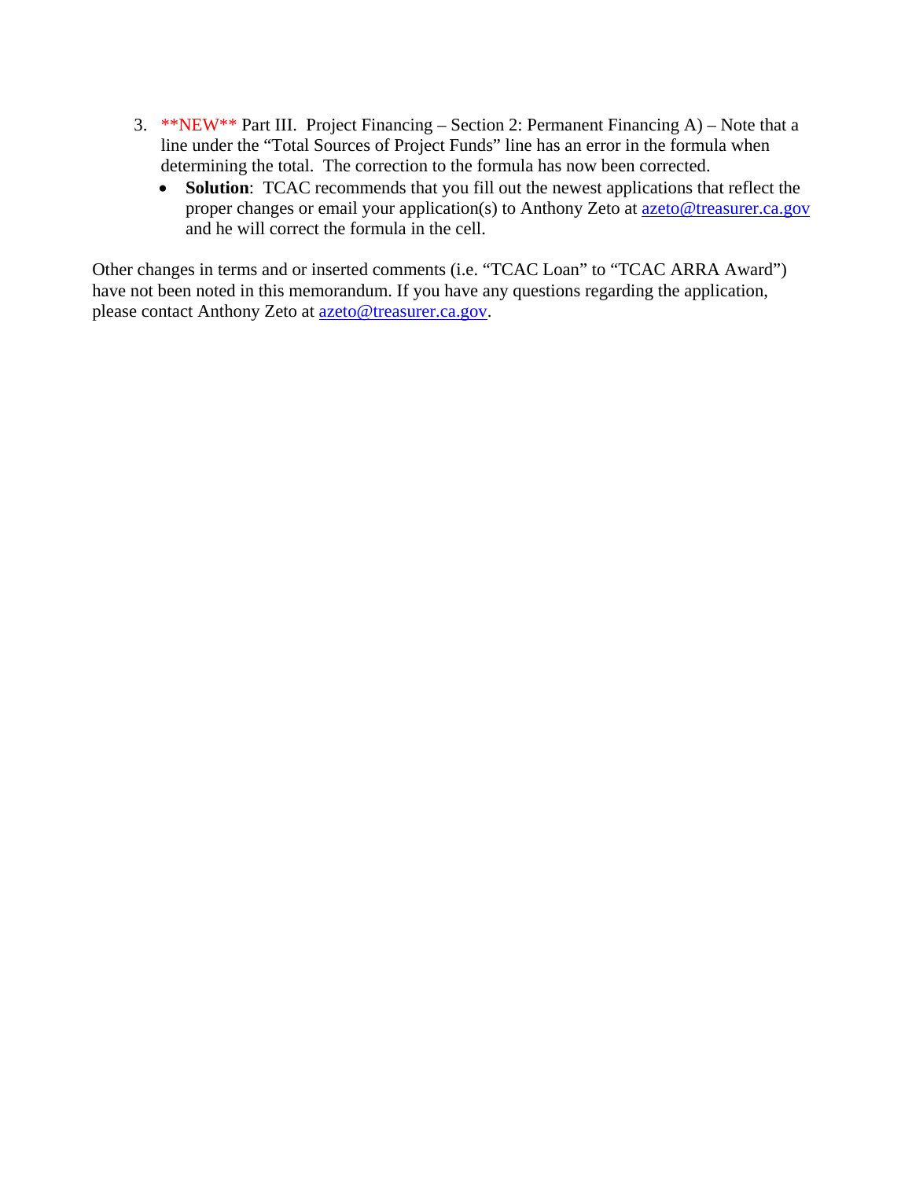3. **NEW** Part III. Project Financing – Section 2: Permanent Financing A) – Note that a line under the "Total Sources of Project Funds" line has an error in the formula when determining the total. The correction to the formula has now been corrected.
   - **Solution**: TCAC recommends that you fill out the newest applications that reflect the proper changes or email your application(s) to Anthony Zeto at azeto@treasurer.ca.gov and he will correct the formula in the cell.

Other changes in terms and or inserted comments (i.e. "TCAC Loan" to "TCAC ARRA Award") have not been noted in this memorandum. If you have any questions regarding the application, please contact Anthony Zeto at azeto@treasurer.ca.gov.